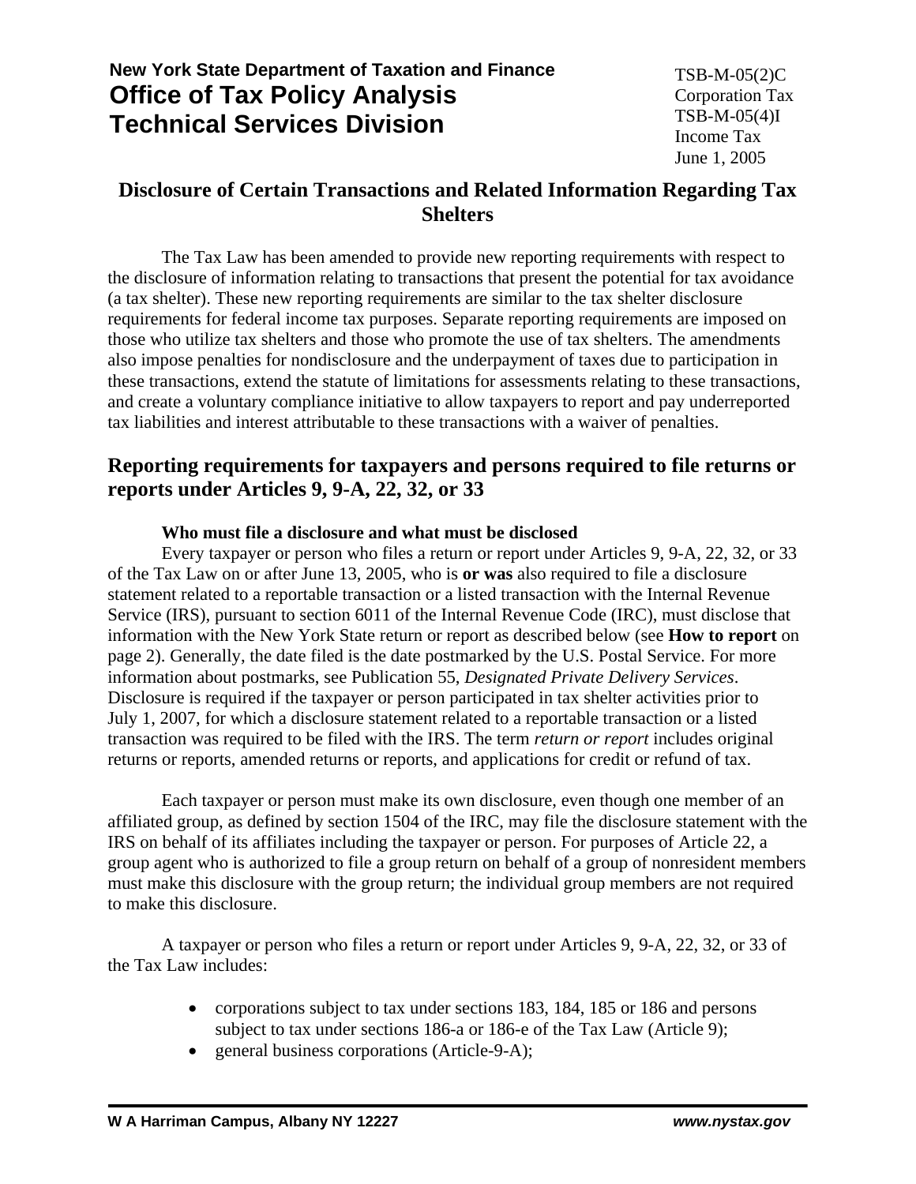**New York State Department of Taxation and Finance**
**Office of Tax Policy Analysis**
**Technical Services Division**

TSB-M-05(2)C
Corporation Tax
TSB-M-05(4)I
Income Tax
June 1, 2005

# Disclosure of Certain Transactions and Related Information Regarding Tax Shelters

The Tax Law has been amended to provide new reporting requirements with respect to the disclosure of information relating to transactions that present the potential for tax avoidance (a tax shelter). These new reporting requirements are similar to the tax shelter disclosure requirements for federal income tax purposes. Separate reporting requirements are imposed on those who utilize tax shelters and those who promote the use of tax shelters. The amendments also impose penalties for nondisclosure and the underpayment of taxes due to participation in these transactions, extend the statute of limitations for assessments relating to these transactions, and create a voluntary compliance initiative to allow taxpayers to report and pay underreported tax liabilities and interest attributable to these transactions with a waiver of penalties.

## Reporting requirements for taxpayers and persons required to file returns or reports under Articles 9, 9-A, 22, 32, or 33

### Who must file a disclosure and what must be disclosed

Every taxpayer or person who files a return or report under Articles 9, 9-A, 22, 32, or 33 of the Tax Law on or after June 13, 2005, who is **or was** also required to file a disclosure statement related to a reportable transaction or a listed transaction with the Internal Revenue Service (IRS), pursuant to section 6011 of the Internal Revenue Code (IRC), must disclose that information with the New York State return or report as described below (see **How to report** on page 2). Generally, the date filed is the date postmarked by the U.S. Postal Service. For more information about postmarks, see Publication 55, *Designated Private Delivery Services*. Disclosure is required if the taxpayer or person participated in tax shelter activities prior to July 1, 2007, for which a disclosure statement related to a reportable transaction or a listed transaction was required to be filed with the IRS. The term *return or report* includes original returns or reports, amended returns or reports, and applications for credit or refund of tax.

Each taxpayer or person must make its own disclosure, even though one member of an affiliated group, as defined by section 1504 of the IRC, may file the disclosure statement with the IRS on behalf of its affiliates including the taxpayer or person. For purposes of Article 22, a group agent who is authorized to file a group return on behalf of a group of nonresident members must make this disclosure with the group return; the individual group members are not required to make this disclosure.

A taxpayer or person who files a return or report under Articles 9, 9-A, 22, 32, or 33 of the Tax Law includes:

- corporations subject to tax under sections 183, 184, 185 or 186 and persons subject to tax under sections 186-a or 186-e of the Tax Law (Article 9);
- general business corporations (Article-9-A);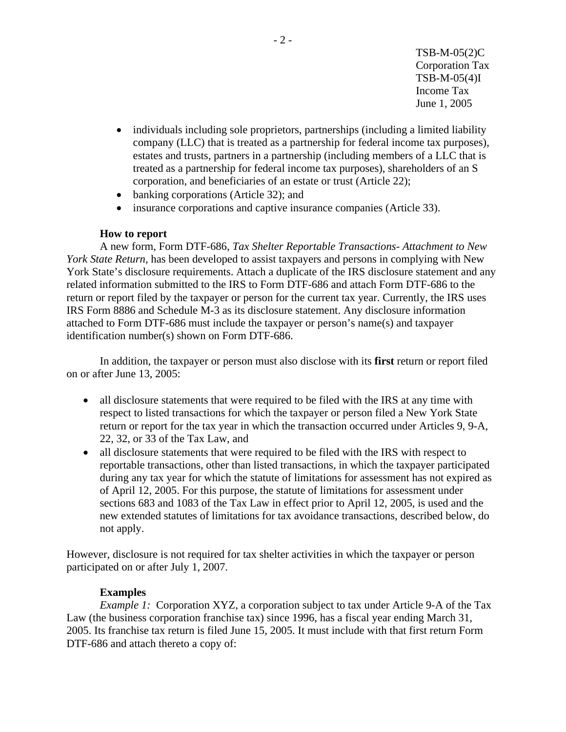- individuals including sole proprietors, partnerships (including a limited liability company (LLC) that is treated as a partnership for federal income tax purposes), estates and trusts, partners in a partnership (including members of a LLC that is treated as a partnership for federal income tax purposes), shareholders of an S corporation, and beneficiaries of an estate or trust (Article 22);
- banking corporations (Article 32); and
- insurance corporations and captive insurance companies (Article 33).

**How to report**

A new form, Form DTF-686, *Tax Shelter Reportable Transactions- Attachment to New York State Return,* has been developed to assist taxpayers and persons in complying with New York State's disclosure requirements. Attach a duplicate of the IRS disclosure statement and any related information submitted to the IRS to Form DTF-686 and attach Form DTF-686 to the return or report filed by the taxpayer or person for the current tax year. Currently, the IRS uses IRS Form 8886 and Schedule M-3 as its disclosure statement. Any disclosure information attached to Form DTF-686 must include the taxpayer or person's name(s) and taxpayer identification number(s) shown on Form DTF-686.

In addition, the taxpayer or person must also disclose with its **first** return or report filed on or after June 13, 2005:

- all disclosure statements that were required to be filed with the IRS at any time with respect to listed transactions for which the taxpayer or person filed a New York State return or report for the tax year in which the transaction occurred under Articles 9, 9-A, 22, 32, or 33 of the Tax Law, and
- all disclosure statements that were required to be filed with the IRS with respect to reportable transactions, other than listed transactions, in which the taxpayer participated during any tax year for which the statute of limitations for assessment has not expired as of April 12, 2005. For this purpose, the statute of limitations for assessment under sections 683 and 1083 of the Tax Law in effect prior to April 12, 2005, is used and the new extended statutes of limitations for tax avoidance transactions, described below, do not apply.

However, disclosure is not required for tax shelter activities in which the taxpayer or person participated on or after July 1, 2007.

**Examples**

*Example 1:* Corporation XYZ, a corporation subject to tax under Article 9-A of the Tax Law (the business corporation franchise tax) since 1996, has a fiscal year ending March 31, 2005. Its franchise tax return is filed June 15, 2005. It must include with that first return Form DTF-686 and attach thereto a copy of: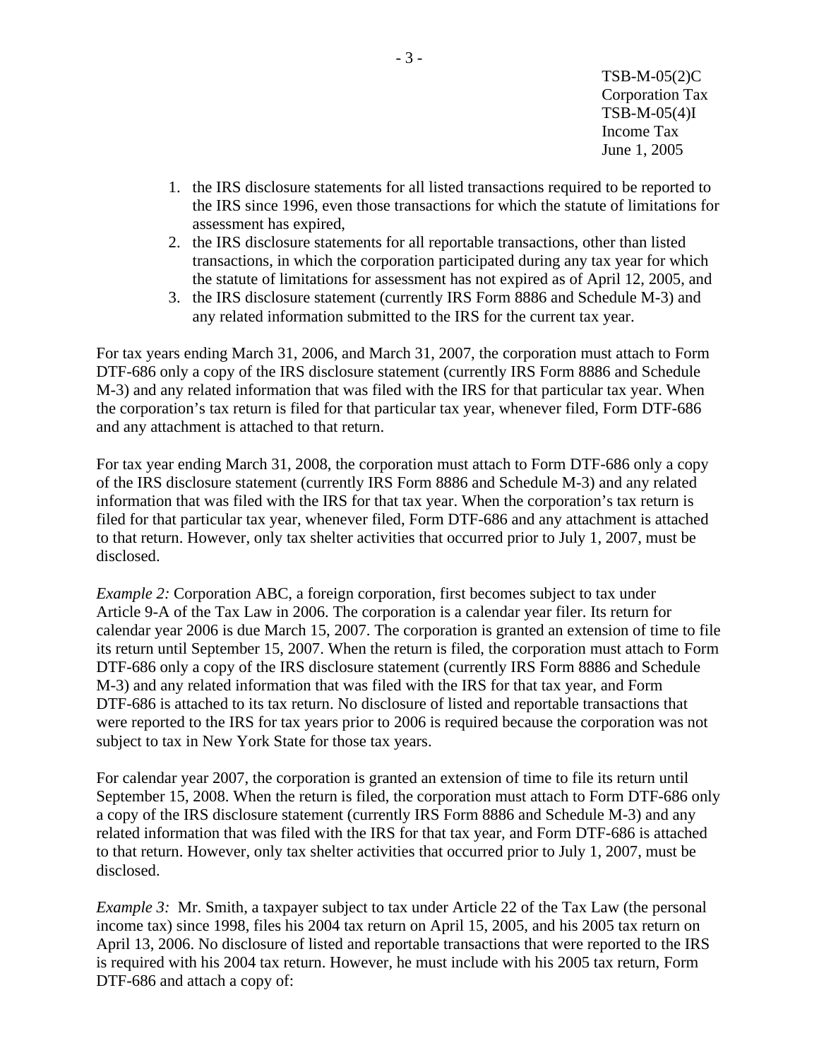1. the IRS disclosure statements for all listed transactions required to be reported to the IRS since 1996, even those transactions for which the statute of limitations for assessment has expired,
2. the IRS disclosure statements for all reportable transactions, other than listed transactions, in which the corporation participated during any tax year for which the statute of limitations for assessment has not expired as of April 12, 2005, and
3. the IRS disclosure statement (currently IRS Form 8886 and Schedule M-3) and any related information submitted to the IRS for the current tax year.

For tax years ending March 31, 2006, and March 31, 2007, the corporation must attach to Form DTF-686 only a copy of the IRS disclosure statement (currently IRS Form 8886 and Schedule M-3) and any related information that was filed with the IRS for that particular tax year. When the corporation's tax return is filed for that particular tax year, whenever filed, Form DTF-686 and any attachment is attached to that return.

For tax year ending March 31, 2008, the corporation must attach to Form DTF-686 only a copy of the IRS disclosure statement (currently IRS Form 8886 and Schedule M-3) and any related information that was filed with the IRS for that tax year. When the corporation's tax return is filed for that particular tax year, whenever filed, Form DTF-686 and any attachment is attached to that return. However, only tax shelter activities that occurred prior to July 1, 2007, must be disclosed.

*Example 2:* Corporation ABC, a foreign corporation, first becomes subject to tax under Article 9-A of the Tax Law in 2006. The corporation is a calendar year filer. Its return for calendar year 2006 is due March 15, 2007. The corporation is granted an extension of time to file its return until September 15, 2007. When the return is filed, the corporation must attach to Form DTF-686 only a copy of the IRS disclosure statement (currently IRS Form 8886 and Schedule M-3) and any related information that was filed with the IRS for that tax year, and Form DTF-686 is attached to its tax return. No disclosure of listed and reportable transactions that were reported to the IRS for tax years prior to 2006 is required because the corporation was not subject to tax in New York State for those tax years.

For calendar year 2007, the corporation is granted an extension of time to file its return until September 15, 2008. When the return is filed, the corporation must attach to Form DTF-686 only a copy of the IRS disclosure statement (currently IRS Form 8886 and Schedule M-3) and any related information that was filed with the IRS for that tax year, and Form DTF-686 is attached to that return. However, only tax shelter activities that occurred prior to July 1, 2007, must be disclosed.

*Example 3:* Mr. Smith, a taxpayer subject to tax under Article 22 of the Tax Law (the personal income tax) since 1998, files his 2004 tax return on April 15, 2005, and his 2005 tax return on April 13, 2006. No disclosure of listed and reportable transactions that were reported to the IRS is required with his 2004 tax return. However, he must include with his 2005 tax return, Form DTF-686 and attach a copy of: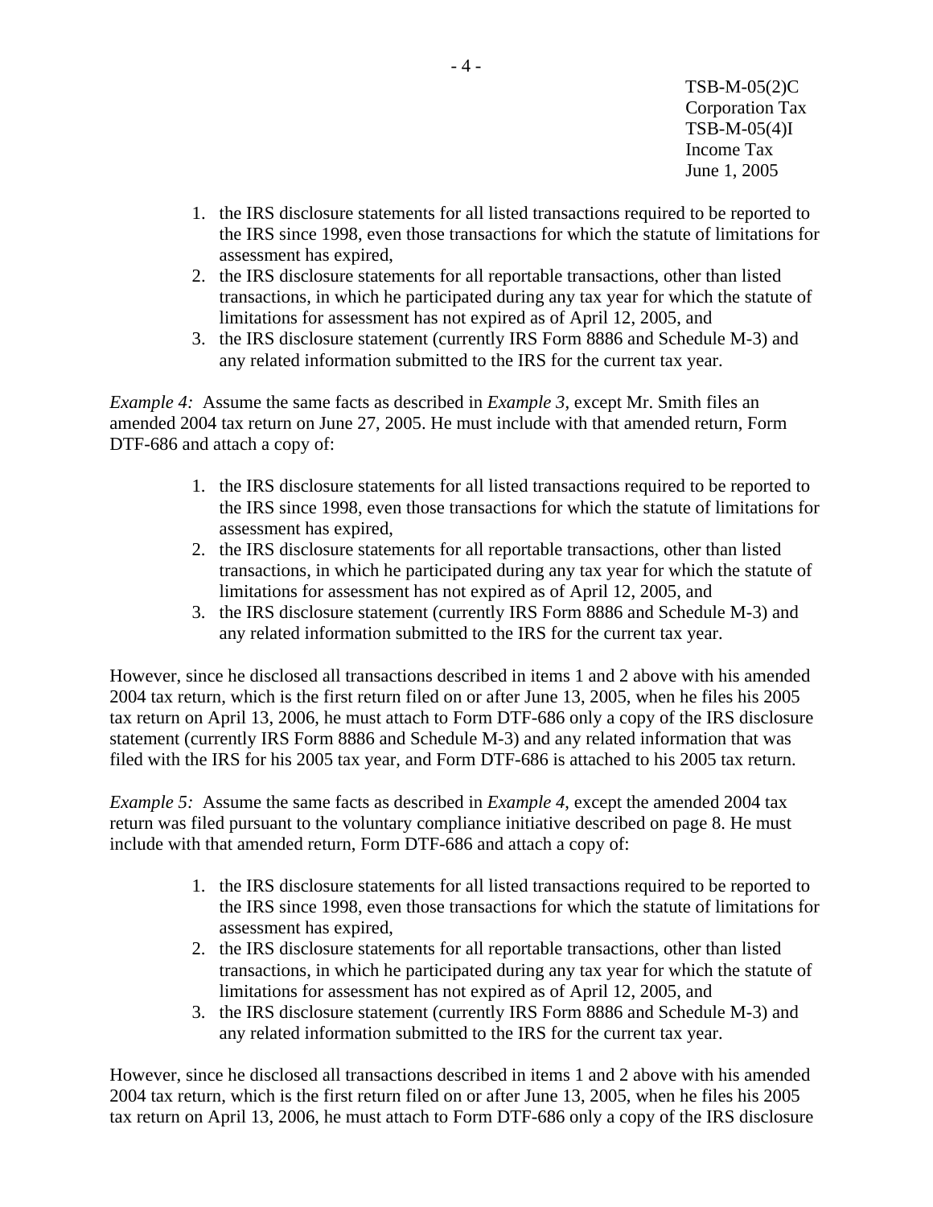1. the IRS disclosure statements for all listed transactions required to be reported to the IRS since 1998, even those transactions for which the statute of limitations for assessment has expired,
2. the IRS disclosure statements for all reportable transactions, other than listed transactions, in which he participated during any tax year for which the statute of limitations for assessment has not expired as of April 12, 2005, and
3. the IRS disclosure statement (currently IRS Form 8886 and Schedule M-3) and any related information submitted to the IRS for the current tax year.

*Example 4:* Assume the same facts as described in *Example 3*, except Mr. Smith files an amended 2004 tax return on June 27, 2005. He must include with that amended return, Form DTF-686 and attach a copy of:

1. the IRS disclosure statements for all listed transactions required to be reported to the IRS since 1998, even those transactions for which the statute of limitations for assessment has expired,
2. the IRS disclosure statements for all reportable transactions, other than listed transactions, in which he participated during any tax year for which the statute of limitations for assessment has not expired as of April 12, 2005, and
3. the IRS disclosure statement (currently IRS Form 8886 and Schedule M-3) and any related information submitted to the IRS for the current tax year.

However, since he disclosed all transactions described in items 1 and 2 above with his amended 2004 tax return, which is the first return filed on or after June 13, 2005, when he files his 2005 tax return on April 13, 2006, he must attach to Form DTF-686 only a copy of the IRS disclosure statement (currently IRS Form 8886 and Schedule M-3) and any related information that was filed with the IRS for his 2005 tax year, and Form DTF-686 is attached to his 2005 tax return.

*Example 5:* Assume the same facts as described in *Example 4*, except the amended 2004 tax return was filed pursuant to the voluntary compliance initiative described on page 8. He must include with that amended return, Form DTF-686 and attach a copy of:

1. the IRS disclosure statements for all listed transactions required to be reported to the IRS since 1998, even those transactions for which the statute of limitations for assessment has expired,
2. the IRS disclosure statements for all reportable transactions, other than listed transactions, in which he participated during any tax year for which the statute of limitations for assessment has not expired as of April 12, 2005, and
3. the IRS disclosure statement (currently IRS Form 8886 and Schedule M-3) and any related information submitted to the IRS for the current tax year.

However, since he disclosed all transactions described in items 1 and 2 above with his amended 2004 tax return, which is the first return filed on or after June 13, 2005, when he files his 2005 tax return on April 13, 2006, he must attach to Form DTF-686 only a copy of the IRS disclosure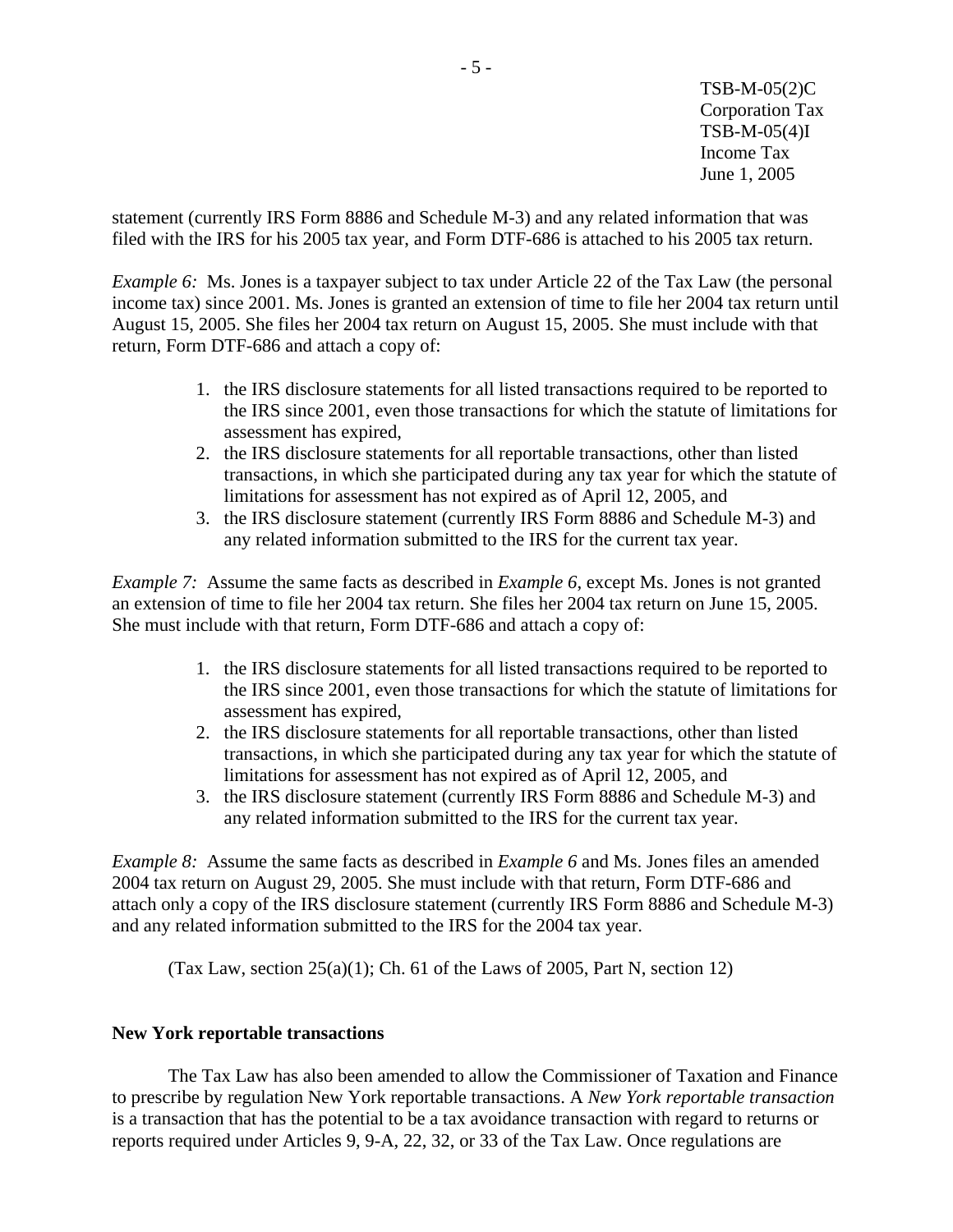statement (currently IRS Form 8886 and Schedule M-3) and any related information that was filed with the IRS for his 2005 tax year, and Form DTF-686 is attached to his 2005 tax return.

*Example 6:* Ms. Jones is a taxpayer subject to tax under Article 22 of the Tax Law (the personal income tax) since 2001. Ms. Jones is granted an extension of time to file her 2004 tax return until August 15, 2005. She files her 2004 tax return on August 15, 2005. She must include with that return, Form DTF-686 and attach a copy of:

1. the IRS disclosure statements for all listed transactions required to be reported to the IRS since 2001, even those transactions for which the statute of limitations for assessment has expired,
2. the IRS disclosure statements for all reportable transactions, other than listed transactions, in which she participated during any tax year for which the statute of limitations for assessment has not expired as of April 12, 2005, and
3. the IRS disclosure statement (currently IRS Form 8886 and Schedule M-3) and any related information submitted to the IRS for the current tax year.

*Example 7:* Assume the same facts as described in *Example 6*, except Ms. Jones is not granted an extension of time to file her 2004 tax return. She files her 2004 tax return on June 15, 2005. She must include with that return, Form DTF-686 and attach a copy of:

1. the IRS disclosure statements for all listed transactions required to be reported to the IRS since 2001, even those transactions for which the statute of limitations for assessment has expired,
2. the IRS disclosure statements for all reportable transactions, other than listed transactions, in which she participated during any tax year for which the statute of limitations for assessment has not expired as of April 12, 2005, and
3. the IRS disclosure statement (currently IRS Form 8886 and Schedule M-3) and any related information submitted to the IRS for the current tax year.

*Example 8:* Assume the same facts as described in *Example 6* and Ms. Jones files an amended 2004 tax return on August 29, 2005. She must include with that return, Form DTF-686 and attach only a copy of the IRS disclosure statement (currently IRS Form 8886 and Schedule M-3) and any related information submitted to the IRS for the 2004 tax year.

(Tax Law, section 25(a)(1); Ch. 61 of the Laws of 2005, Part N, section 12)

**New York reportable transactions**

The Tax Law has also been amended to allow the Commissioner of Taxation and Finance to prescribe by regulation New York reportable transactions. A *New York reportable transaction* is a transaction that has the potential to be a tax avoidance transaction with regard to returns or reports required under Articles 9, 9-A, 22, 32, or 33 of the Tax Law. Once regulations are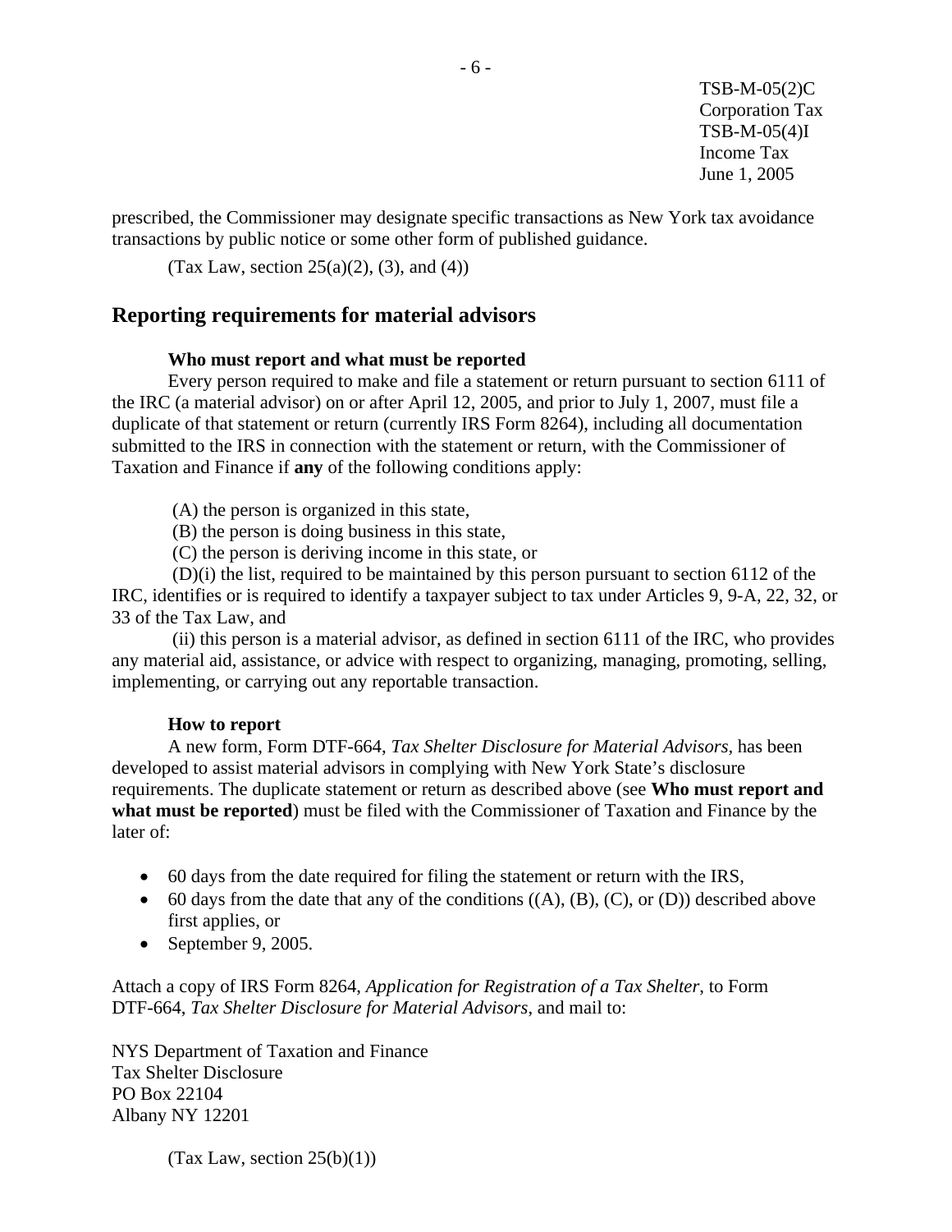prescribed, the Commissioner may designate specific transactions as New York tax avoidance transactions by public notice or some other form of published guidance.

(Tax Law, section 25(a)(2), (3), and (4))

## Reporting requirements for material advisors

### Who must report and what must be reported

Every person required to make and file a statement or return pursuant to section 6111 of the IRC (a material advisor) on or after April 12, 2005, and prior to July 1, 2007, must file a duplicate of that statement or return (currently IRS Form 8264), including all documentation submitted to the IRS in connection with the statement or return, with the Commissioner of Taxation and Finance if **any** of the following conditions apply:

(A) the person is organized in this state,

(B) the person is doing business in this state,

(C) the person is deriving income in this state, or

(D)(i) the list, required to be maintained by this person pursuant to section 6112 of the IRC, identifies or is required to identify a taxpayer subject to tax under Articles 9, 9-A, 22, 32, or 33 of the Tax Law, and

(ii) this person is a material advisor, as defined in section 6111 of the IRC, who provides any material aid, assistance, or advice with respect to organizing, managing, promoting, selling, implementing, or carrying out any reportable transaction.

### How to report

A new form, Form DTF-664, *Tax Shelter Disclosure for Material Advisors*, has been developed to assist material advisors in complying with New York State's disclosure requirements. The duplicate statement or return as described above (see **Who must report and what must be reported**) must be filed with the Commissioner of Taxation and Finance by the later of:

- 60 days from the date required for filing the statement or return with the IRS,
- 60 days from the date that any of the conditions ((A), (B), (C), or (D)) described above first applies, or
- September 9, 2005.

Attach a copy of IRS Form 8264, *Application for Registration of a Tax Shelter*, to Form DTF-664, *Tax Shelter Disclosure for Material Advisors*, and mail to:

NYS Department of Taxation and Finance
Tax Shelter Disclosure
PO Box 22104
Albany NY 12201

(Tax Law, section 25(b)(1))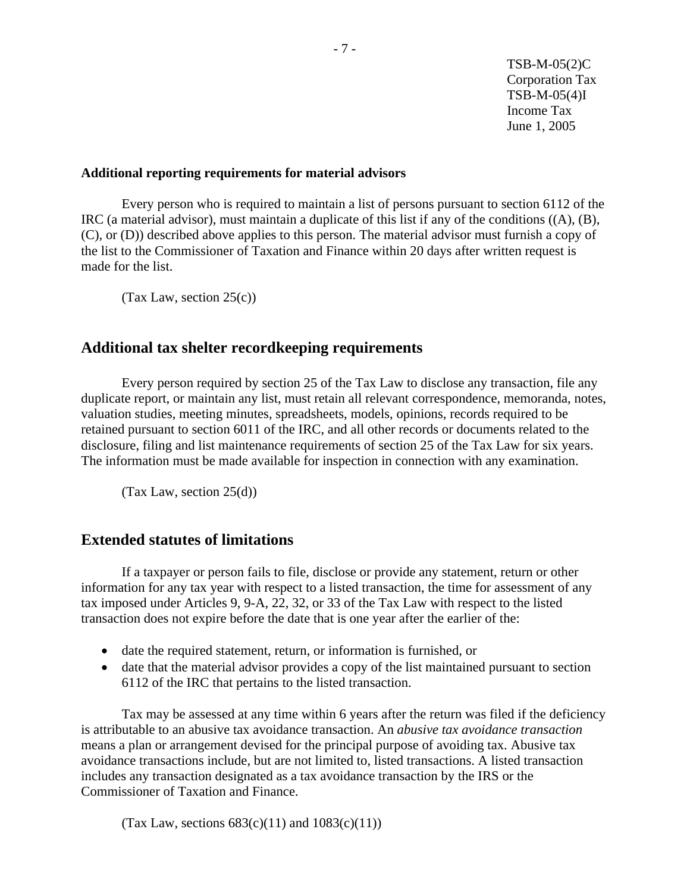**Additional reporting requirements for material advisors**

Every person who is required to maintain a list of persons pursuant to section 6112 of the IRC (a material advisor), must maintain a duplicate of this list if any of the conditions ((A), (B), (C), or (D)) described above applies to this person. The material advisor must furnish a copy of the list to the Commissioner of Taxation and Finance within 20 days after written request is made for the list.

(Tax Law, section 25(c))

## Additional tax shelter recordkeeping requirements

Every person required by section 25 of the Tax Law to disclose any transaction, file any duplicate report, or maintain any list, must retain all relevant correspondence, memoranda, notes, valuation studies, meeting minutes, spreadsheets, models, opinions, records required to be retained pursuant to section 6011 of the IRC, and all other records or documents related to the disclosure, filing and list maintenance requirements of section 25 of the Tax Law for six years. The information must be made available for inspection in connection with any examination.

(Tax Law, section 25(d))

## Extended statutes of limitations

If a taxpayer or person fails to file, disclose or provide any statement, return or other information for any tax year with respect to a listed transaction, the time for assessment of any tax imposed under Articles 9, 9-A, 22, 32, or 33 of the Tax Law with respect to the listed transaction does not expire before the date that is one year after the earlier of the:

- date the required statement, return, or information is furnished, or
- date that the material advisor provides a copy of the list maintained pursuant to section 6112 of the IRC that pertains to the listed transaction.

Tax may be assessed at any time within 6 years after the return was filed if the deficiency is attributable to an abusive tax avoidance transaction. An *abusive tax avoidance transaction* means a plan or arrangement devised for the principal purpose of avoiding tax. Abusive tax avoidance transactions include, but are not limited to, listed transactions. A listed transaction includes any transaction designated as a tax avoidance transaction by the IRS or the Commissioner of Taxation and Finance.

(Tax Law, sections 683(c)(11) and 1083(c)(11))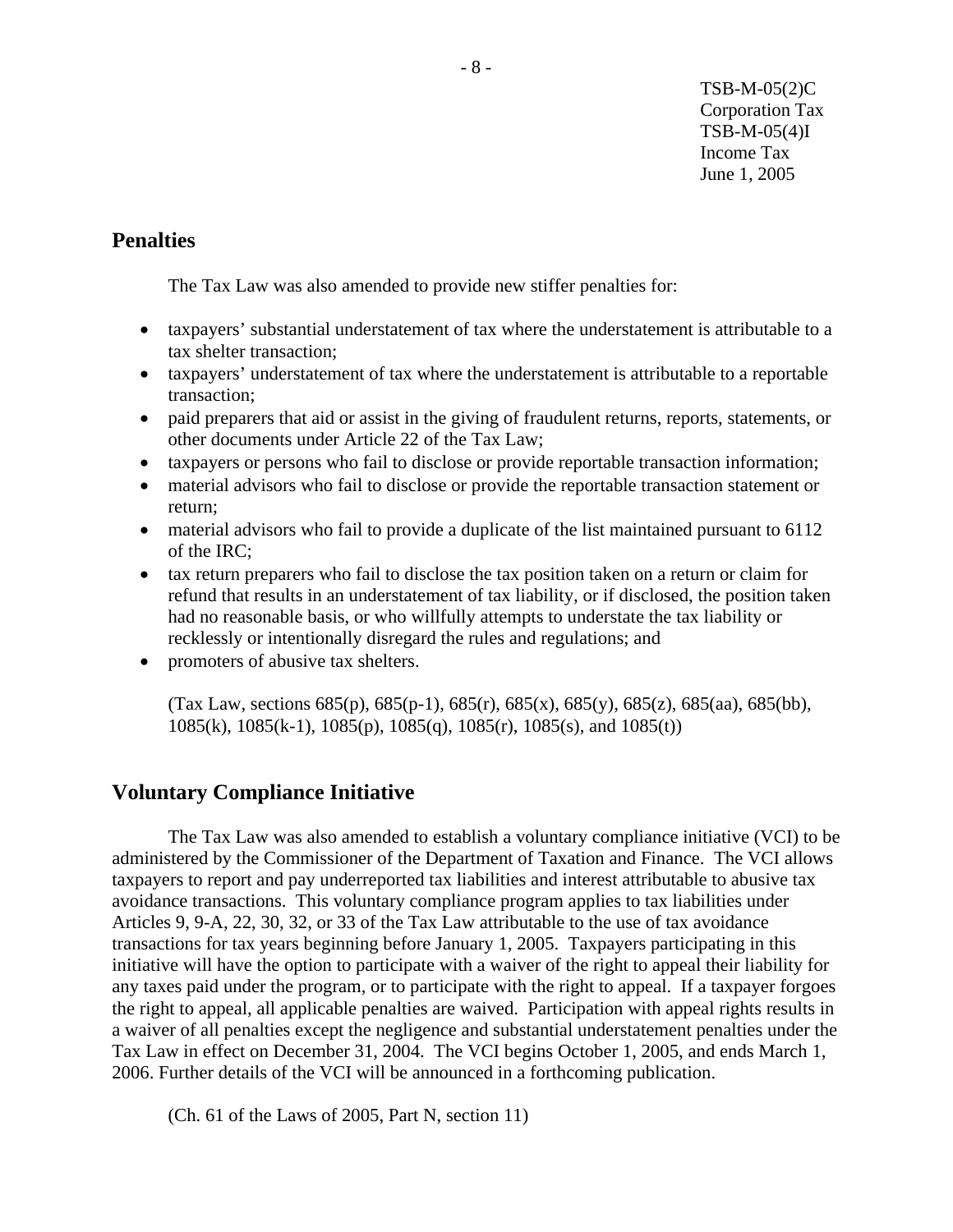## Penalties

The Tax Law was also amended to provide new stiffer penalties for:

- taxpayers' substantial understatement of tax where the understatement is attributable to a tax shelter transaction;
- taxpayers' understatement of tax where the understatement is attributable to a reportable transaction;
- paid preparers that aid or assist in the giving of fraudulent returns, reports, statements, or other documents under Article 22 of the Tax Law;
- taxpayers or persons who fail to disclose or provide reportable transaction information;
- material advisors who fail to disclose or provide the reportable transaction statement or return;
- material advisors who fail to provide a duplicate of the list maintained pursuant to 6112 of the IRC;
- tax return preparers who fail to disclose the tax position taken on a return or claim for refund that results in an understatement of tax liability, or if disclosed, the position taken had no reasonable basis, or who willfully attempts to understate the tax liability or recklessly or intentionally disregard the rules and regulations; and
- promoters of abusive tax shelters.

(Tax Law, sections 685(p), 685(p-1), 685(r), 685(x), 685(y), 685(z), 685(aa), 685(bb), 1085(k), 1085(k-1), 1085(p), 1085(q), 1085(r), 1085(s), and 1085(t))

## Voluntary Compliance Initiative

The Tax Law was also amended to establish a voluntary compliance initiative (VCI) to be administered by the Commissioner of the Department of Taxation and Finance. The VCI allows taxpayers to report and pay underreported tax liabilities and interest attributable to abusive tax avoidance transactions. This voluntary compliance program applies to tax liabilities under Articles 9, 9-A, 22, 30, 32, or 33 of the Tax Law attributable to the use of tax avoidance transactions for tax years beginning before January 1, 2005. Taxpayers participating in this initiative will have the option to participate with a waiver of the right to appeal their liability for any taxes paid under the program, or to participate with the right to appeal. If a taxpayer forgoes the right to appeal, all applicable penalties are waived. Participation with appeal rights results in a waiver of all penalties except the negligence and substantial understatement penalties under the Tax Law in effect on December 31, 2004. The VCI begins October 1, 2005, and ends March 1, 2006. Further details of the VCI will be announced in a forthcoming publication.

(Ch. 61 of the Laws of 2005, Part N, section 11)